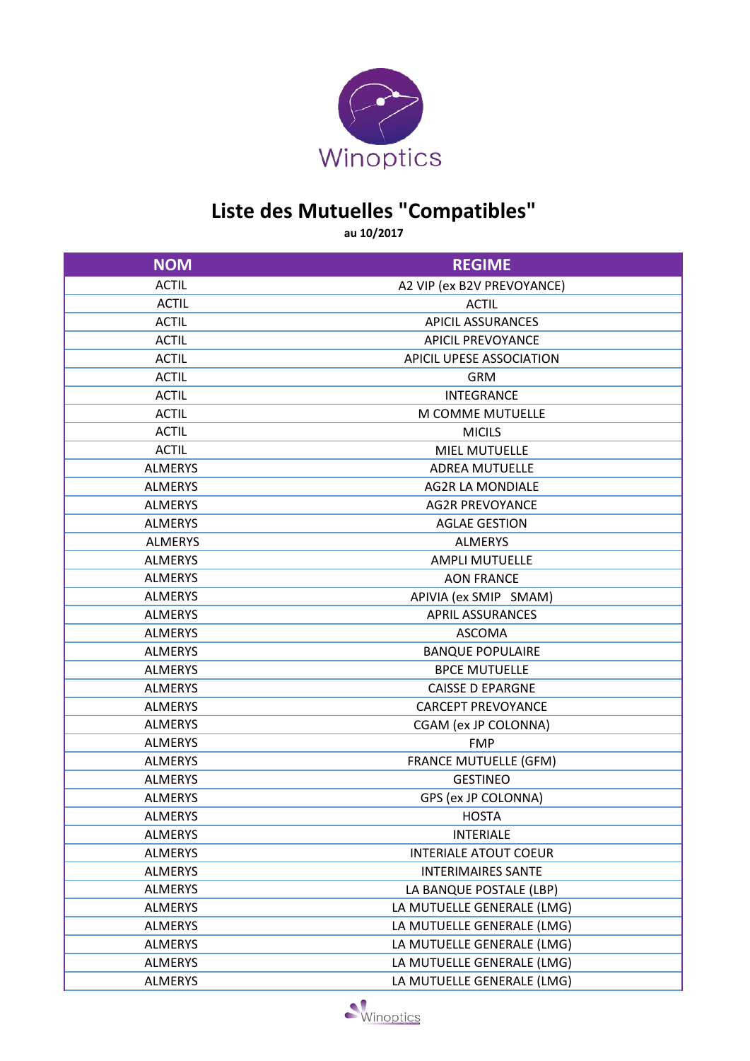Winoptics

# Liste des Mutuelles "Compatibles"

**au 10/2017**

| NOM | REGIME |
|---|---|
| ACTIL | A2 VIP (ex B2V PREVOYANCE) |
| ACTIL | ACTIL |
| ACTIL | APICIL ASSURANCES |
| ACTIL | APICIL PREVOYANCE |
| ACTIL | APICIL UPESE ASSOCIATION |
| ACTIL | GRM |
| ACTIL | INTEGRANCE |
| ACTIL | M COMME MUTUELLE |
| ACTIL | MICILS |
| ACTIL | MIEL MUTUELLE |
| ALMERYS | ADREA MUTUELLE |
| ALMERYS | AG2R LA MONDIALE |
| ALMERYS | AG2R PREVOYANCE |
| ALMERYS | AGLAE GESTION |
| ALMERYS | ALMERYS |
| ALMERYS | AMPLI MUTUELLE |
| ALMERYS | AON FRANCE |
| ALMERYS | APIVIA (ex SMIP SMAM) |
| ALMERYS | APRIL ASSURANCES |
| ALMERYS | ASCOMA |
| ALMERYS | BANQUE POPULAIRE |
| ALMERYS | BPCE MUTUELLE |
| ALMERYS | CAISSE D EPARGNE |
| ALMERYS | CARCEPT PREVOYANCE |
| ALMERYS | CGAM (ex JP COLONNA) |
| ALMERYS | FMP |
| ALMERYS | FRANCE MUTUELLE (GFM) |
| ALMERYS | GESTINEO |
| ALMERYS | GPS (ex JP COLONNA) |
| ALMERYS | HOSTA |
| ALMERYS | INTERIALE |
| ALMERYS | INTERIALE ATOUT COEUR |
| ALMERYS | INTERIMAIRES SANTE |
| ALMERYS | LA BANQUE POSTALE (LBP) |
| ALMERYS | LA MUTUELLE GENERALE (LMG) |
| ALMERYS | LA MUTUELLE GENERALE (LMG) |
| ALMERYS | LA MUTUELLE GENERALE (LMG) |
| ALMERYS | LA MUTUELLE GENERALE (LMG) |
| ALMERYS | LA MUTUELLE GENERALE (LMG) |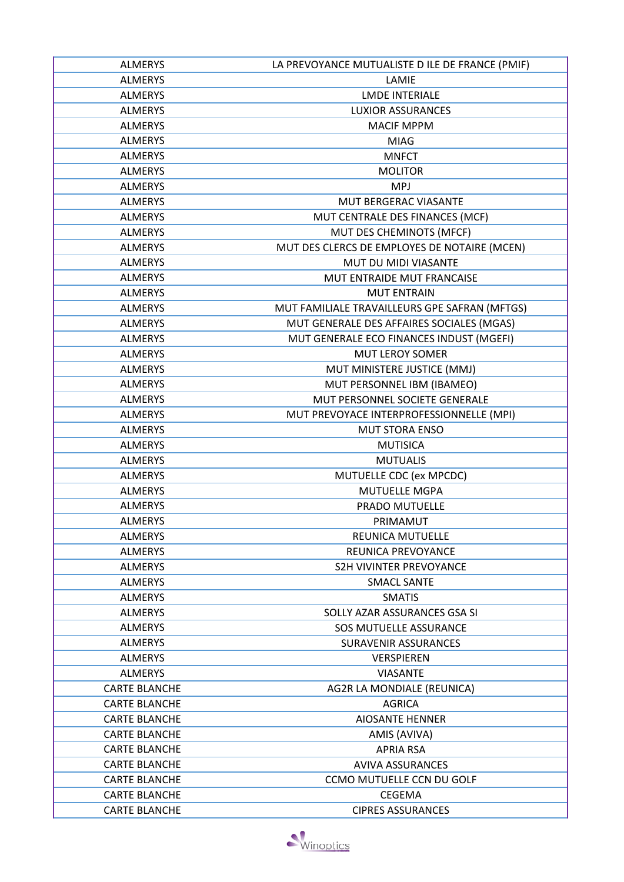| | |
|---|---|
| ALMERYS | LA PREVOYANCE MUTUALISTE D ILE DE FRANCE (PMIF) |
| ALMERYS | LAMIE |
| ALMERYS | LMDE INTERIALE |
| ALMERYS | LUXIOR ASSURANCES |
| ALMERYS | MACIF MPPM |
| ALMERYS | MIAG |
| ALMERYS | MNFCT |
| ALMERYS | MOLITOR |
| ALMERYS | MPJ |
| ALMERYS | MUT BERGERAC VIASANTE |
| ALMERYS | MUT CENTRALE DES FINANCES (MCF) |
| ALMERYS | MUT DES CHEMINOTS (MFCF) |
| ALMERYS | MUT DES CLERCS DE EMPLOYES DE NOTAIRE (MCEN) |
| ALMERYS | MUT DU MIDI VIASANTE |
| ALMERYS | MUT ENTRAIDE MUT FRANCAISE |
| ALMERYS | MUT ENTRAIN |
| ALMERYS | MUT FAMILIALE TRAVAILLEURS GPE SAFRAN (MFTGS) |
| ALMERYS | MUT GENERALE DES AFFAIRES SOCIALES (MGAS) |
| ALMERYS | MUT GENERALE ECO FINANCES INDUST (MGEFI) |
| ALMERYS | MUT LEROY SOMER |
| ALMERYS | MUT MINISTERE JUSTICE (MMJ) |
| ALMERYS | MUT PERSONNEL IBM (IBAMEO) |
| ALMERYS | MUT PERSONNEL SOCIETE GENERALE |
| ALMERYS | MUT PREVOYACE INTERPROFESSIONNELLE (MPI) |
| ALMERYS | MUT STORA ENSO |
| ALMERYS | MUTISICA |
| ALMERYS | MUTUALIS |
| ALMERYS | MUTUELLE CDC (ex MPCDC) |
| ALMERYS | MUTUELLE MGPA |
| ALMERYS | PRADO MUTUELLE |
| ALMERYS | PRIMAMUT |
| ALMERYS | REUNICA MUTUELLE |
| ALMERYS | REUNICA PREVOYANCE |
| ALMERYS | S2H VIVINTER PREVOYANCE |
| ALMERYS | SMACL SANTE |
| ALMERYS | SMATIS |
| ALMERYS | SOLLY AZAR ASSURANCES GSA SI |
| ALMERYS | SOS MUTUELLE ASSURANCE |
| ALMERYS | SURAVENIR ASSURANCES |
| ALMERYS | VERSPIEREN |
| ALMERYS | VIASANTE |
| CARTE BLANCHE | AG2R LA MONDIALE (REUNICA) |
| CARTE BLANCHE | AGRICA |
| CARTE BLANCHE | AIOSANTE HENNER |
| CARTE BLANCHE | AMIS (AVIVA) |
| CARTE BLANCHE | APRIA RSA |
| CARTE BLANCHE | AVIVA ASSURANCES |
| CARTE BLANCHE | CCMO MUTUELLE CCN DU GOLF |
| CARTE BLANCHE | CEGEMA |
| CARTE BLANCHE | CIPRES ASSURANCES |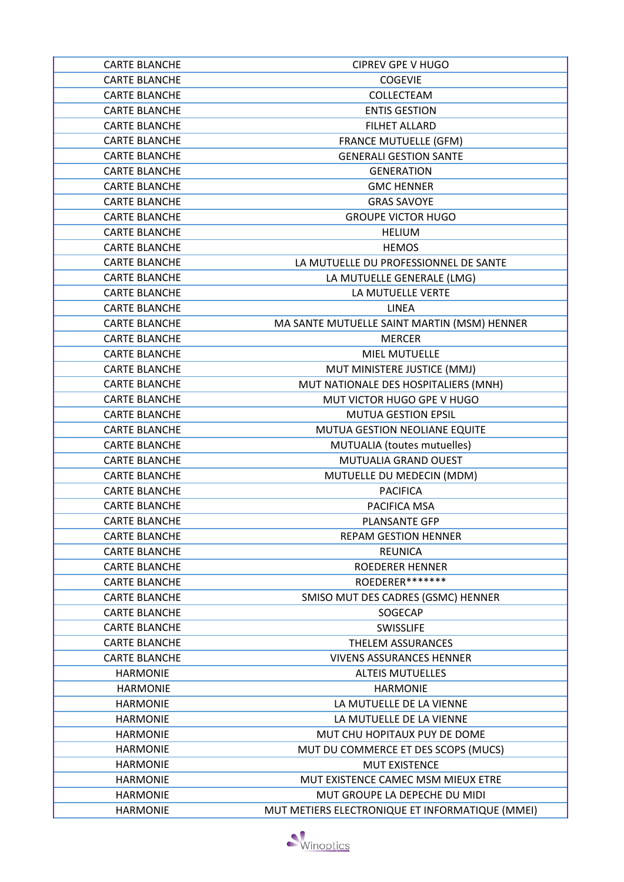| | |
|---|---|
| CARTE BLANCHE | CIPREV GPE V HUGO |
| CARTE BLANCHE | COGEVIE |
| CARTE BLANCHE | COLLECTEAM |
| CARTE BLANCHE | ENTIS GESTION |
| CARTE BLANCHE | FILHET ALLARD |
| CARTE BLANCHE | FRANCE MUTUELLE (GFM) |
| CARTE BLANCHE | GENERALI GESTION SANTE |
| CARTE BLANCHE | GENERATION |
| CARTE BLANCHE | GMC HENNER |
| CARTE BLANCHE | GRAS SAVOYE |
| CARTE BLANCHE | GROUPE VICTOR HUGO |
| CARTE BLANCHE | HELIUM |
| CARTE BLANCHE | HEMOS |
| CARTE BLANCHE | LA MUTUELLE DU PROFESSIONNEL DE SANTE |
| CARTE BLANCHE | LA MUTUELLE GENERALE (LMG) |
| CARTE BLANCHE | LA MUTUELLE VERTE |
| CARTE BLANCHE | LINEA |
| CARTE BLANCHE | MA SANTE MUTUELLE SAINT MARTIN (MSM) HENNER |
| CARTE BLANCHE | MERCER |
| CARTE BLANCHE | MIEL MUTUELLE |
| CARTE BLANCHE | MUT MINISTERE JUSTICE (MMJ) |
| CARTE BLANCHE | MUT NATIONALE DES HOSPITALIERS (MNH) |
| CARTE BLANCHE | MUT VICTOR HUGO GPE V HUGO |
| CARTE BLANCHE | MUTUA GESTION EPSIL |
| CARTE BLANCHE | MUTUA GESTION NEOLIANE EQUITE |
| CARTE BLANCHE | MUTUALIA (toutes mutuelles) |
| CARTE BLANCHE | MUTUALIA GRAND OUEST |
| CARTE BLANCHE | MUTUELLE DU MEDECIN (MDM) |
| CARTE BLANCHE | PACIFICA |
| CARTE BLANCHE | PACIFICA MSA |
| CARTE BLANCHE | PLANSANTE GFP |
| CARTE BLANCHE | REPAM GESTION HENNER |
| CARTE BLANCHE | REUNICA |
| CARTE BLANCHE | ROEDERER HENNER |
| CARTE BLANCHE | ROEDERER******* |
| CARTE BLANCHE | SMISO MUT DES CADRES (GSMC) HENNER |
| CARTE BLANCHE | SOGECAP |
| CARTE BLANCHE | SWISSLIFE |
| CARTE BLANCHE | THELEM ASSURANCES |
| CARTE BLANCHE | VIVENS ASSURANCES HENNER |
| HARMONIE | ALTEIS MUTUELLES |
| HARMONIE | HARMONIE |
| HARMONIE | LA MUTUELLE DE LA VIENNE |
| HARMONIE | LA MUTUELLE DE LA VIENNE |
| HARMONIE | MUT CHU HOPITAUX PUY DE DOME |
| HARMONIE | MUT DU COMMERCE ET DES SCOPS (MUCS) |
| HARMONIE | MUT EXISTENCE |
| HARMONIE | MUT EXISTENCE CAMEC MSM MIEUX ETRE |
| HARMONIE | MUT GROUPE LA DEPECHE DU MIDI |
| HARMONIE | MUT METIERS ELECTRONIQUE ET INFORMATIQUE (MMEI) |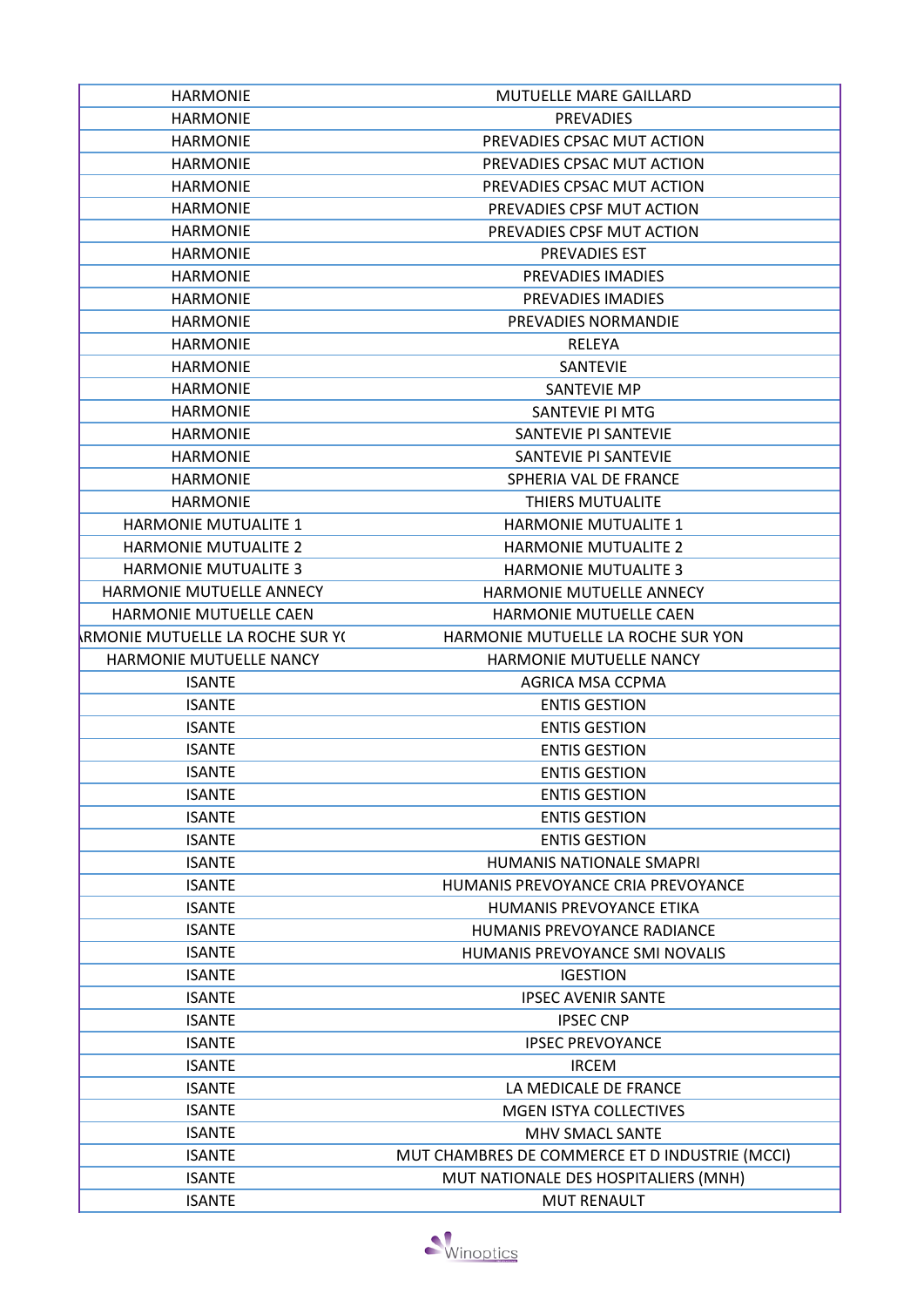| | |
|---|---|
| HARMONIE | MUTUELLE MARE GAILLARD |
| HARMONIE | PREVADIES |
| HARMONIE | PREVADIES CPSAC MUT ACTION |
| HARMONIE | PREVADIES CPSAC MUT ACTION |
| HARMONIE | PREVADIES CPSAC MUT ACTION |
| HARMONIE | PREVADIES CPSF MUT ACTION |
| HARMONIE | PREVADIES CPSF MUT ACTION |
| HARMONIE | PREVADIES EST |
| HARMONIE | PREVADIES IMADIES |
| HARMONIE | PREVADIES IMADIES |
| HARMONIE | PREVADIES NORMANDIE |
| HARMONIE | RELEYA |
| HARMONIE | SANTEVIE |
| HARMONIE | SANTEVIE MP |
| HARMONIE | SANTEVIE PI MTG |
| HARMONIE | SANTEVIE PI SANTEVIE |
| HARMONIE | SANTEVIE PI SANTEVIE |
| HARMONIE | SPHERIA VAL DE FRANCE |
| HARMONIE | THIERS MUTUALITE |
| HARMONIE MUTUALITE 1 | HARMONIE MUTUALITE 1 |
| HARMONIE MUTUALITE 2 | HARMONIE MUTUALITE 2 |
| HARMONIE MUTUALITE 3 | HARMONIE MUTUALITE 3 |
| HARMONIE MUTUELLE ANNECY | HARMONIE MUTUELLE ANNECY |
| HARMONIE MUTUELLE CAEN | HARMONIE MUTUELLE CAEN |
| RMONIE MUTUELLE LA ROCHE SUR Y( | HARMONIE MUTUELLE LA ROCHE SUR YON |
| HARMONIE MUTUELLE NANCY | HARMONIE MUTUELLE NANCY |
| ISANTE | AGRICA MSA CCPMA |
| ISANTE | ENTIS GESTION |
| ISANTE | ENTIS GESTION |
| ISANTE | ENTIS GESTION |
| ISANTE | ENTIS GESTION |
| ISANTE | ENTIS GESTION |
| ISANTE | ENTIS GESTION |
| ISANTE | ENTIS GESTION |
| ISANTE | HUMANIS NATIONALE SMAPRI |
| ISANTE | HUMANIS PREVOYANCE CRIA PREVOYANCE |
| ISANTE | HUMANIS PREVOYANCE ETIKA |
| ISANTE | HUMANIS PREVOYANCE RADIANCE |
| ISANTE | HUMANIS PREVOYANCE SMI NOVALIS |
| ISANTE | IGESTION |
| ISANTE | IPSEC AVENIR SANTE |
| ISANTE | IPSEC CNP |
| ISANTE | IPSEC PREVOYANCE |
| ISANTE | IRCEM |
| ISANTE | LA MEDICALE DE FRANCE |
| ISANTE | MGEN ISTYA COLLECTIVES |
| ISANTE | MHV SMACL SANTE |
| ISANTE | MUT CHAMBRES DE COMMERCE ET D INDUSTRIE (MCCI) |
| ISANTE | MUT NATIONALE DES HOSPITALIERS (MNH) |
| ISANTE | MUT RENAULT |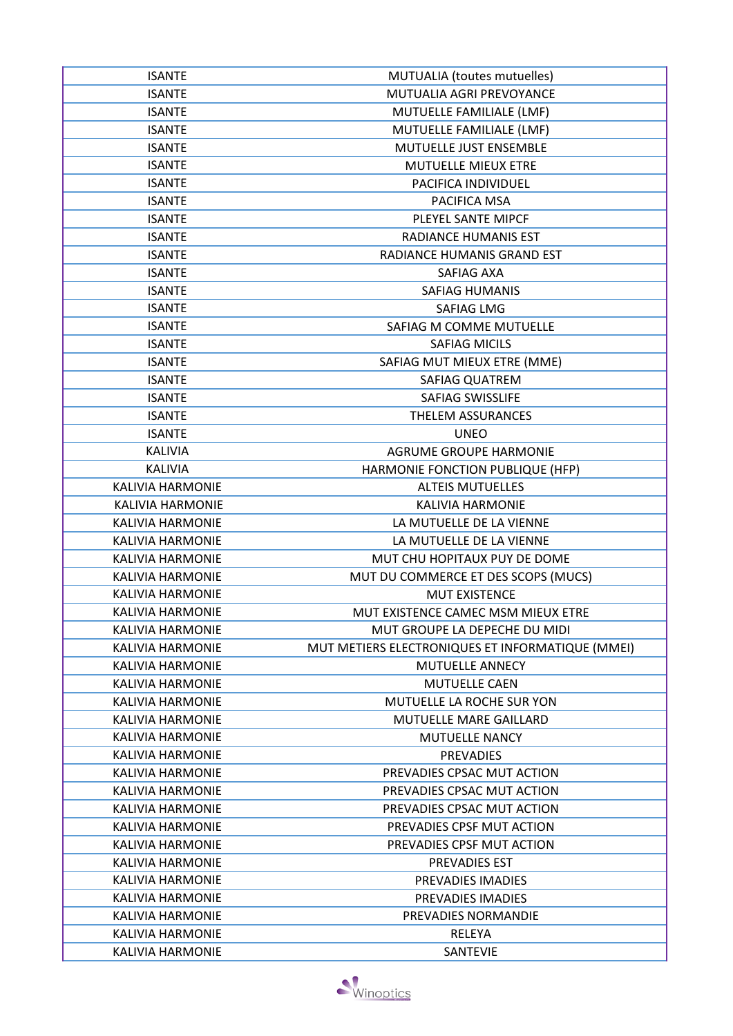| ISANTE | MUTUALIA (toutes mutuelles) |
|---|---|
| ISANTE | MUTUALIA AGRI PREVOYANCE |
| ISANTE | MUTUELLE FAMILIALE (LMF) |
| ISANTE | MUTUELLE FAMILIALE (LMF) |
| ISANTE | MUTUELLE JUST ENSEMBLE |
| ISANTE | MUTUELLE MIEUX ETRE |
| ISANTE | PACIFICA INDIVIDUEL |
| ISANTE | PACIFICA MSA |
| ISANTE | PLEYEL SANTE MIPCF |
| ISANTE | RADIANCE HUMANIS EST |
| ISANTE | RADIANCE HUMANIS GRAND EST |
| ISANTE | SAFIAG AXA |
| ISANTE | SAFIAG HUMANIS |
| ISANTE | SAFIAG LMG |
| ISANTE | SAFIAG M COMME MUTUELLE |
| ISANTE | SAFIAG MICILS |
| ISANTE | SAFIAG MUT MIEUX ETRE (MME) |
| ISANTE | SAFIAG QUATREM |
| ISANTE | SAFIAG SWISSLIFE |
| ISANTE | THELEM ASSURANCES |
| ISANTE | UNEO |
| KALIVIA | AGRUME GROUPE HARMONIE |
| KALIVIA | HARMONIE FONCTION PUBLIQUE (HFP) |
| KALIVIA HARMONIE | ALTEIS MUTUELLES |
| KALIVIA HARMONIE | KALIVIA HARMONIE |
| KALIVIA HARMONIE | LA MUTUELLE DE LA VIENNE |
| KALIVIA HARMONIE | LA MUTUELLE DE LA VIENNE |
| KALIVIA HARMONIE | MUT CHU HOPITAUX PUY DE DOME |
| KALIVIA HARMONIE | MUT DU COMMERCE ET DES SCOPS (MUCS) |
| KALIVIA HARMONIE | MUT EXISTENCE |
| KALIVIA HARMONIE | MUT EXISTENCE CAMEC MSM MIEUX ETRE |
| KALIVIA HARMONIE | MUT GROUPE LA DEPECHE DU MIDI |
| KALIVIA HARMONIE | MUT METIERS ELECTRONIQUES ET INFORMATIQUE (MMEI) |
| KALIVIA HARMONIE | MUTUELLE ANNECY |
| KALIVIA HARMONIE | MUTUELLE CAEN |
| KALIVIA HARMONIE | MUTUELLE LA ROCHE SUR YON |
| KALIVIA HARMONIE | MUTUELLE MARE GAILLARD |
| KALIVIA HARMONIE | MUTUELLE NANCY |
| KALIVIA HARMONIE | PREVADIES |
| KALIVIA HARMONIE | PREVADIES CPSAC MUT ACTION |
| KALIVIA HARMONIE | PREVADIES CPSAC MUT ACTION |
| KALIVIA HARMONIE | PREVADIES CPSAC MUT ACTION |
| KALIVIA HARMONIE | PREVADIES CPSF MUT ACTION |
| KALIVIA HARMONIE | PREVADIES CPSF MUT ACTION |
| KALIVIA HARMONIE | PREVADIES EST |
| KALIVIA HARMONIE | PREVADIES IMADIES |
| KALIVIA HARMONIE | PREVADIES IMADIES |
| KALIVIA HARMONIE | PREVADIES NORMANDIE |
| KALIVIA HARMONIE | RELEYA |
| KALIVIA HARMONIE | SANTEVIE |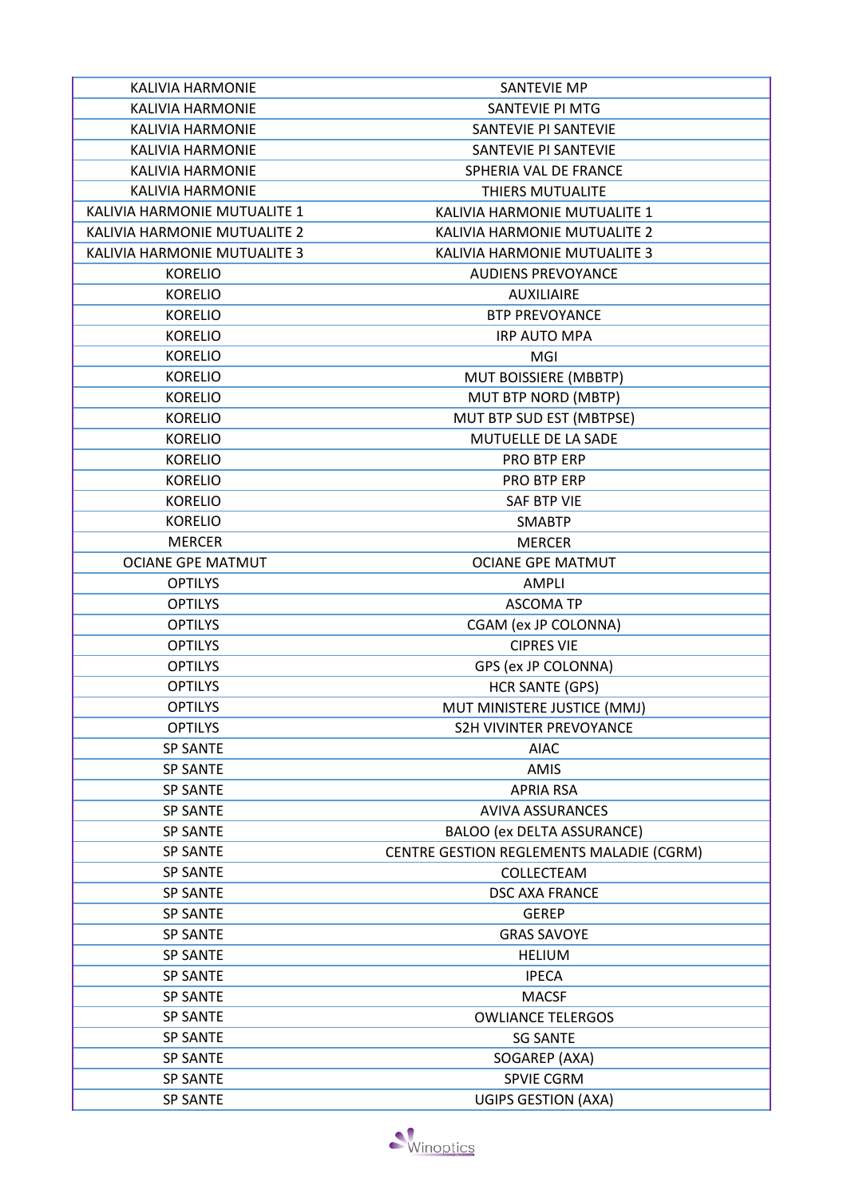| KALIVIA HARMONIE | SANTEVIE MP |
|---|---|
| KALIVIA HARMONIE | SANTEVIE PI MTG |
| KALIVIA HARMONIE | SANTEVIE PI SANTEVIE |
| KALIVIA HARMONIE | SANTEVIE PI SANTEVIE |
| KALIVIA HARMONIE | SPHERIA VAL DE FRANCE |
| KALIVIA HARMONIE | THIERS MUTUALITE |
| KALIVIA HARMONIE MUTUALITE 1 | KALIVIA HARMONIE MUTUALITE 1 |
| KALIVIA HARMONIE MUTUALITE 2 | KALIVIA HARMONIE MUTUALITE 2 |
| KALIVIA HARMONIE MUTUALITE 3 | KALIVIA HARMONIE MUTUALITE 3 |
| KORELIO | AUDIENS PREVOYANCE |
| KORELIO | AUXILIAIRE |
| KORELIO | BTP PREVOYANCE |
| KORELIO | IRP AUTO MPA |
| KORELIO | MGI |
| KORELIO | MUT BOISSIERE (MBBTP) |
| KORELIO | MUT BTP NORD (MBTP) |
| KORELIO | MUT BTP SUD EST (MBTPSE) |
| KORELIO | MUTUELLE DE LA SADE |
| KORELIO | PRO BTP ERP |
| KORELIO | PRO BTP ERP |
| KORELIO | SAF BTP VIE |
| KORELIO | SMABTP |
| MERCER | MERCER |
| OCIANE GPE MATMUT | OCIANE GPE MATMUT |
| OPTILYS | AMPLI |
| OPTILYS | ASCOMA TP |
| OPTILYS | CGAM (ex JP COLONNA) |
| OPTILYS | CIPRES VIE |
| OPTILYS | GPS (ex JP COLONNA) |
| OPTILYS | HCR SANTE (GPS) |
| OPTILYS | MUT MINISTERE JUSTICE (MMJ) |
| OPTILYS | S2H VIVINTER PREVOYANCE |
| SP SANTE | AIAC |
| SP SANTE | AMIS |
| SP SANTE | APRIA RSA |
| SP SANTE | AVIVA ASSURANCES |
| SP SANTE | BALOO (ex DELTA ASSURANCE) |
| SP SANTE | CENTRE GESTION REGLEMENTS MALADIE (CGRM) |
| SP SANTE | COLLECTEAM |
| SP SANTE | DSC AXA FRANCE |
| SP SANTE | GEREP |
| SP SANTE | GRAS SAVOYE |
| SP SANTE | HELIUM |
| SP SANTE | IPECA |
| SP SANTE | MACSF |
| SP SANTE | OWLIANCE TELERGOS |
| SP SANTE | SG SANTE |
| SP SANTE | SOGAREP (AXA) |
| SP SANTE | SPVIE CGRM |
| SP SANTE | UGIPS GESTION (AXA) |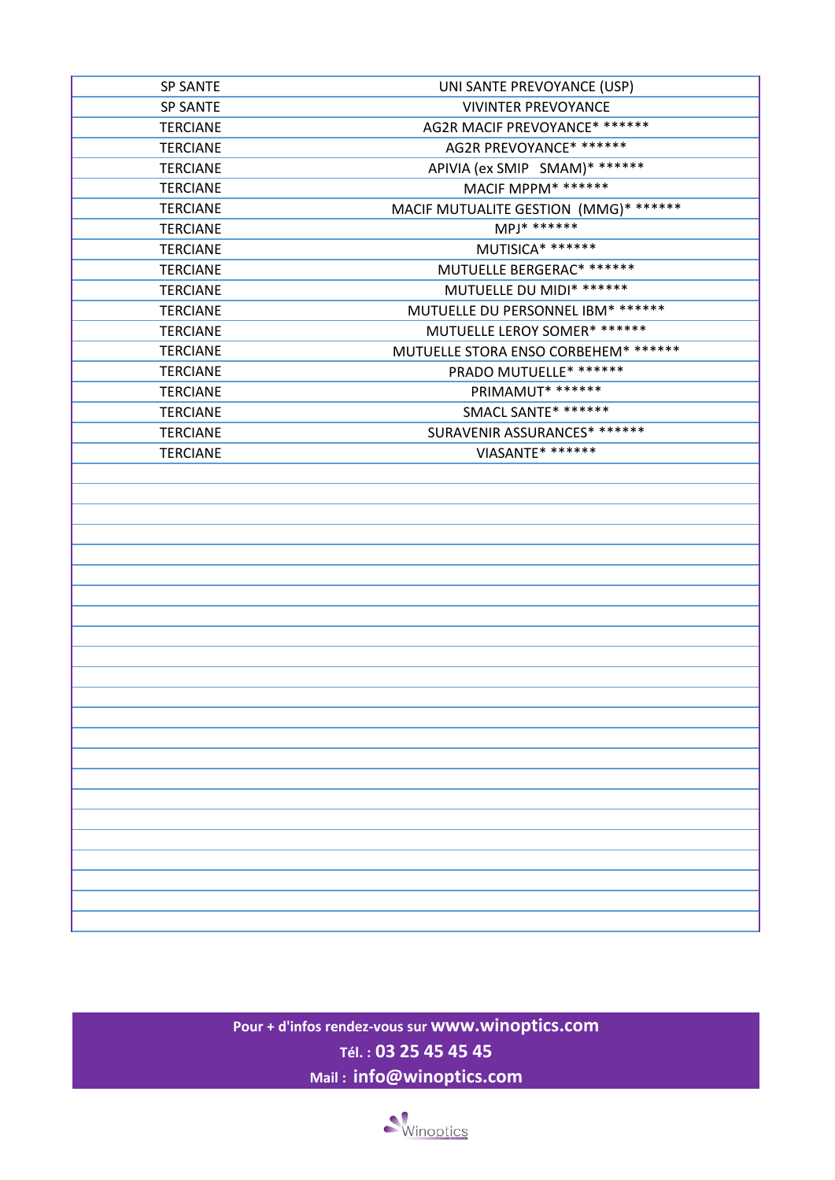| | |
|---|---|
| SP SANTE | UNI SANTE PREVOYANCE (USP) |
| SP SANTE | VIVINTER PREVOYANCE |
| TERCIANE | AG2R MACIF PREVOYANCE* ****** |
| TERCIANE | AG2R PREVOYANCE* ****** |
| TERCIANE | APIVIA (ex SMIP SMAM)* ****** |
| TERCIANE | MACIF MPPM* ****** |
| TERCIANE | MACIF MUTUALITE GESTION (MMG)* ****** |
| TERCIANE | MPJ* ****** |
| TERCIANE | MUTISICA* ****** |
| TERCIANE | MUTUELLE BERGERAC* ****** |
| TERCIANE | MUTUELLE DU MIDI* ****** |
| TERCIANE | MUTUELLE DU PERSONNEL IBM* ****** |
| TERCIANE | MUTUELLE LEROY SOMER* ****** |
| TERCIANE | MUTUELLE STORA ENSO CORBEHEM* ****** |
| TERCIANE | PRADO MUTUELLE* ****** |
| TERCIANE | PRIMAMUT* ****** |
| TERCIANE | SMACL SANTE* ****** |
| TERCIANE | SURAVENIR ASSURANCES* ****** |
| TERCIANE | VIASANTE* ****** |

**Pour + d'infos rendez-vous sur www.winoptics.com**
**Tél. : 03 25 45 45 45**
**Mail : info@winoptics.com**

Winoptics